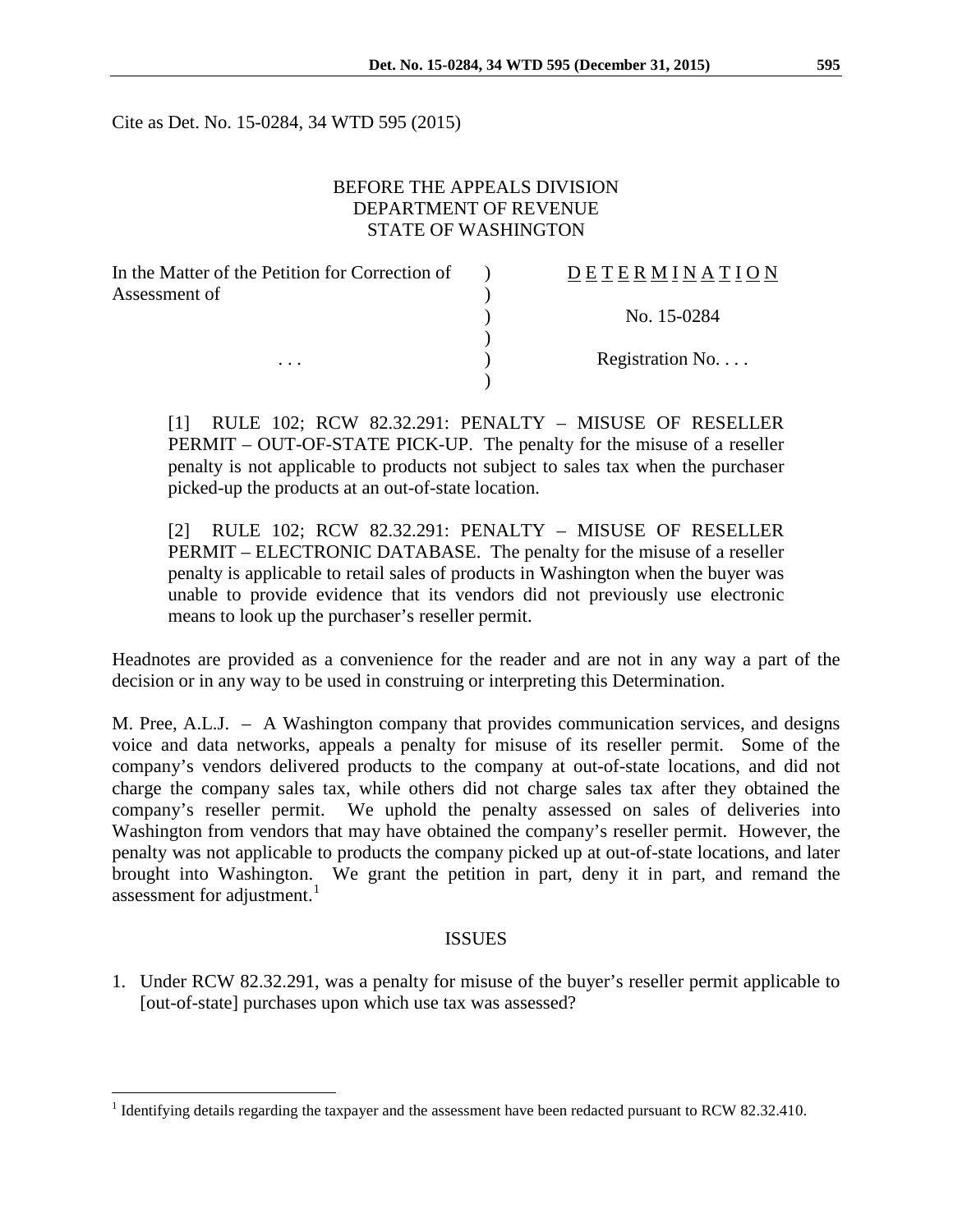Cite as Det. No. 15-0284, 34 WTD 595 (2015)

BEFORE THE APPEALS DIVISION
DEPARTMENT OF REVENUE
STATE OF WASHINGTON

| In the Matter of the Petition for Correction of Assessment of | ) | DETERMINATION |
|---|---|---|
| | ) | No. 15-0284 |
| . . . | ) | Registration No. . . . |

[1] RULE 102; RCW 82.32.291: PENALTY – MISUSE OF RESELLER PERMIT – OUT-OF-STATE PICK-UP. The penalty for the misuse of a reseller penalty is not applicable to products not subject to sales tax when the purchaser picked-up the products at an out-of-state location.

[2] RULE 102; RCW 82.32.291: PENALTY – MISUSE OF RESELLER PERMIT – ELECTRONIC DATABASE. The penalty for the misuse of a reseller penalty is applicable to retail sales of products in Washington when the buyer was unable to provide evidence that its vendors did not previously use electronic means to look up the purchaser's reseller permit.

Headnotes are provided as a convenience for the reader and are not in any way a part of the decision or in any way to be used in construing or interpreting this Determination.

M. Pree, A.L.J. – A Washington company that provides communication services, and designs voice and data networks, appeals a penalty for misuse of its reseller permit. Some of the company's vendors delivered products to the company at out-of-state locations, and did not charge the company sales tax, while others did not charge sales tax after they obtained the company's reseller permit. We uphold the penalty assessed on sales of deliveries into Washington from vendors that may have obtained the company's reseller permit. However, the penalty was not applicable to products the company picked up at out-of-state locations, and later brought into Washington. We grant the petition in part, deny it in part, and remand the assessment for adjustment.[1]

## ISSUES

1. Under RCW 82.32.291, was a penalty for misuse of the buyer's reseller permit applicable to [out-of-state] purchases upon which use tax was assessed?

[1] Identifying details regarding the taxpayer and the assessment have been redacted pursuant to RCW 82.32.410.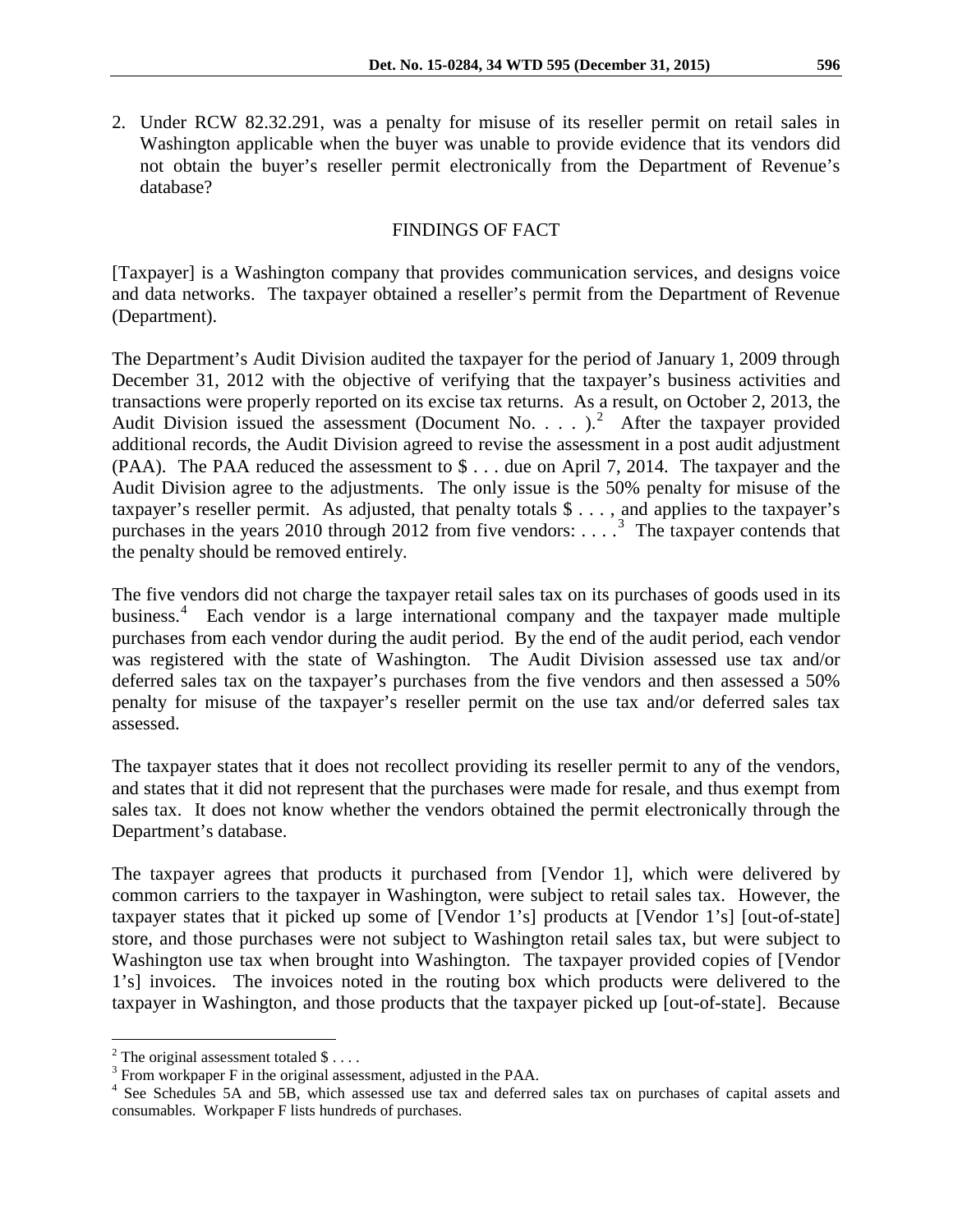2. Under RCW 82.32.291, was a penalty for misuse of its reseller permit on retail sales in Washington applicable when the buyer was unable to provide evidence that its vendors did not obtain the buyer's reseller permit electronically from the Department of Revenue's database?

## FINDINGS OF FACT

[Taxpayer] is a Washington company that provides communication services, and designs voice and data networks. The taxpayer obtained a reseller's permit from the Department of Revenue (Department).

The Department's Audit Division audited the taxpayer for the period of January 1, 2009 through December 31, 2012 with the objective of verifying that the taxpayer's business activities and transactions were properly reported on its excise tax returns. As a result, on October 2, 2013, the Audit Division issued the assessment (Document No. . . . ).[2] After the taxpayer provided additional records, the Audit Division agreed to revise the assessment in a post audit adjustment (PAA). The PAA reduced the assessment to $ . . . due on April 7, 2014. The taxpayer and the Audit Division agree to the adjustments. The only issue is the 50% penalty for misuse of the taxpayer's reseller permit. As adjusted, that penalty totals $ . . . , and applies to the taxpayer's purchases in the years 2010 through 2012 from five vendors: . . . .[3] The taxpayer contends that the penalty should be removed entirely.

The five vendors did not charge the taxpayer retail sales tax on its purchases of goods used in its business.[4] Each vendor is a large international company and the taxpayer made multiple purchases from each vendor during the audit period. By the end of the audit period, each vendor was registered with the state of Washington. The Audit Division assessed use tax and/or deferred sales tax on the taxpayer's purchases from the five vendors and then assessed a 50% penalty for misuse of the taxpayer's reseller permit on the use tax and/or deferred sales tax assessed.

The taxpayer states that it does not recollect providing its reseller permit to any of the vendors, and states that it did not represent that the purchases were made for resale, and thus exempt from sales tax. It does not know whether the vendors obtained the permit electronically through the Department's database.

The taxpayer agrees that products it purchased from [Vendor 1], which were delivered by common carriers to the taxpayer in Washington, were subject to retail sales tax. However, the taxpayer states that it picked up some of [Vendor 1's] products at [Vendor 1's] [out-of-state] store, and those purchases were not subject to Washington retail sales tax, but were subject to Washington use tax when brought into Washington. The taxpayer provided copies of [Vendor 1's] invoices. The invoices noted in the routing box which products were delivered to the taxpayer in Washington, and those products that the taxpayer picked up [out-of-state]. Because

---

[2] The original assessment totaled $ . . . .

[3] From workpaper F in the original assessment, adjusted in the PAA.

[4] See Schedules 5A and 5B, which assessed use tax and deferred sales tax on purchases of capital assets and consumables. Workpaper F lists hundreds of purchases.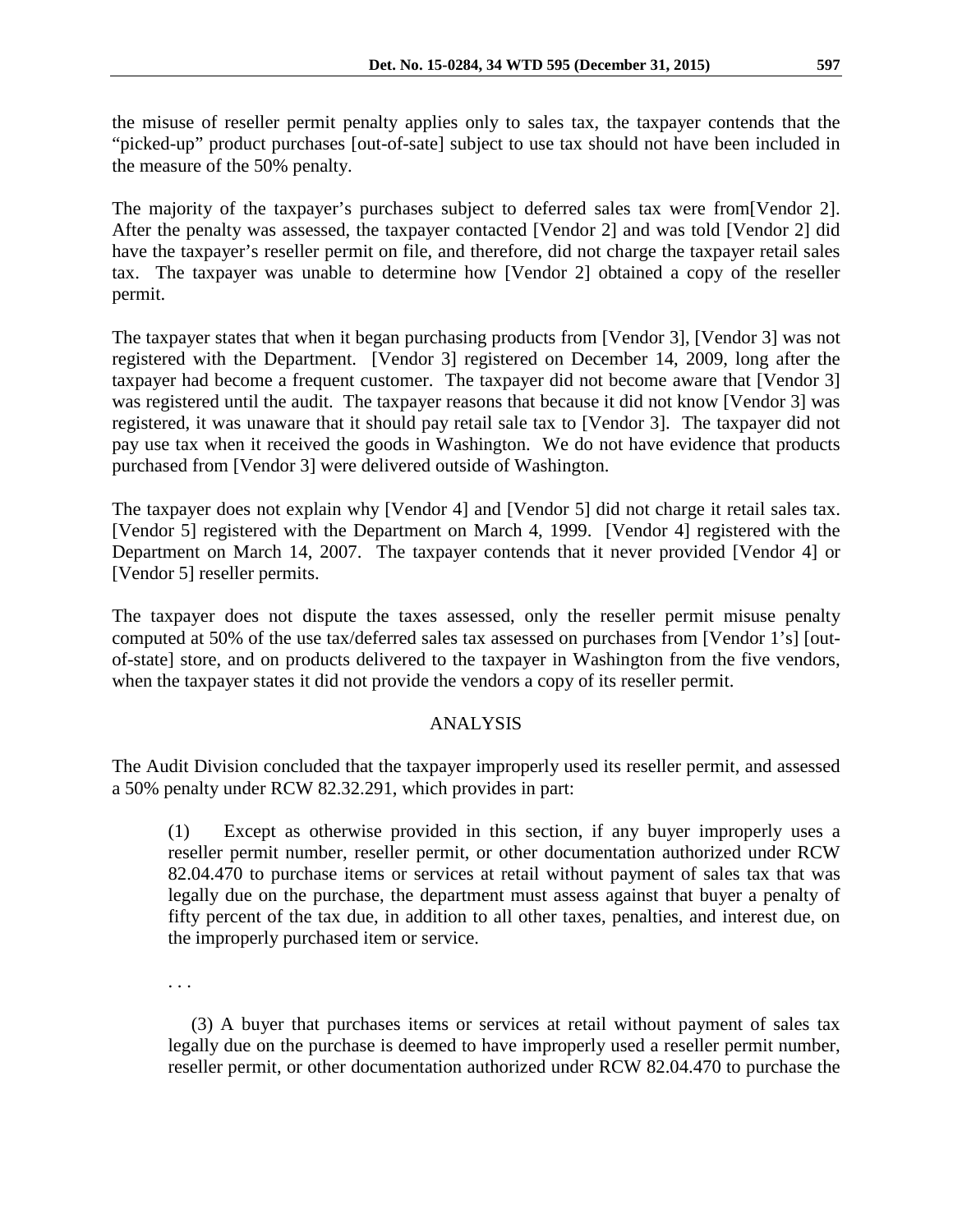the misuse of reseller permit penalty applies only to sales tax, the taxpayer contends that the "picked-up" product purchases [out-of-sate] subject to use tax should not have been included in the measure of the 50% penalty.

The majority of the taxpayer's purchases subject to deferred sales tax were from[Vendor 2]. After the penalty was assessed, the taxpayer contacted [Vendor 2] and was told [Vendor 2] did have the taxpayer's reseller permit on file, and therefore, did not charge the taxpayer retail sales tax. The taxpayer was unable to determine how [Vendor 2] obtained a copy of the reseller permit.

The taxpayer states that when it began purchasing products from [Vendor 3], [Vendor 3] was not registered with the Department. [Vendor 3] registered on December 14, 2009, long after the taxpayer had become a frequent customer. The taxpayer did not become aware that [Vendor 3] was registered until the audit. The taxpayer reasons that because it did not know [Vendor 3] was registered, it was unaware that it should pay retail sale tax to [Vendor 3]. The taxpayer did not pay use tax when it received the goods in Washington. We do not have evidence that products purchased from [Vendor 3] were delivered outside of Washington.

The taxpayer does not explain why [Vendor 4] and [Vendor 5] did not charge it retail sales tax. [Vendor 5] registered with the Department on March 4, 1999. [Vendor 4] registered with the Department on March 14, 2007. The taxpayer contends that it never provided [Vendor 4] or [Vendor 5] reseller permits.

The taxpayer does not dispute the taxes assessed, only the reseller permit misuse penalty computed at 50% of the use tax/deferred sales tax assessed on purchases from [Vendor 1's] [out-of-state] store, and on products delivered to the taxpayer in Washington from the five vendors, when the taxpayer states it did not provide the vendors a copy of its reseller permit.

## ANALYSIS

The Audit Division concluded that the taxpayer improperly used its reseller permit, and assessed a 50% penalty under RCW 82.32.291, which provides in part:

> (1) Except as otherwise provided in this section, if any buyer improperly uses a reseller permit number, reseller permit, or other documentation authorized under RCW 82.04.470 to purchase items or services at retail without payment of sales tax that was legally due on the purchase, the department must assess against that buyer a penalty of fifty percent of the tax due, in addition to all other taxes, penalties, and interest due, on the improperly purchased item or service.
>
> . . .
>
> (3) A buyer that purchases items or services at retail without payment of sales tax legally due on the purchase is deemed to have improperly used a reseller permit number, reseller permit, or other documentation authorized under RCW 82.04.470 to purchase the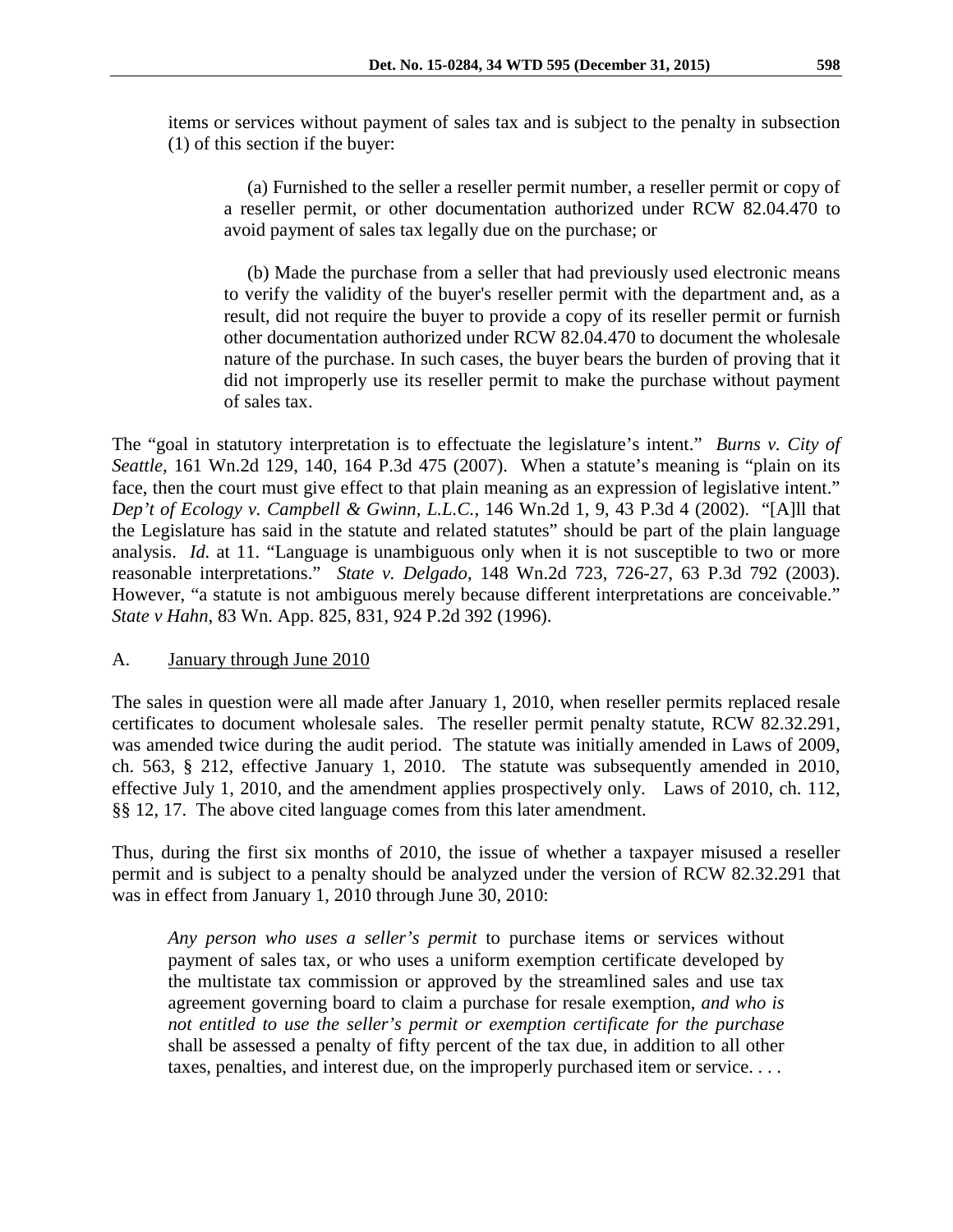items or services without payment of sales tax and is subject to the penalty in subsection (1) of this section if the buyer:

> (a) Furnished to the seller a reseller permit number, a reseller permit or copy of a reseller permit, or other documentation authorized under RCW 82.04.470 to avoid payment of sales tax legally due on the purchase; or
>
> (b) Made the purchase from a seller that had previously used electronic means to verify the validity of the buyer's reseller permit with the department and, as a result, did not require the buyer to provide a copy of its reseller permit or furnish other documentation authorized under RCW 82.04.470 to document the wholesale nature of the purchase. In such cases, the buyer bears the burden of proving that it did not improperly use its reseller permit to make the purchase without payment of sales tax.

The "goal in statutory interpretation is to effectuate the legislature's intent." *Burns v. City of Seattle*, 161 Wn.2d 129, 140, 164 P.3d 475 (2007). When a statute's meaning is "plain on its face, then the court must give effect to that plain meaning as an expression of legislative intent." *Dep't of Ecology v. Campbell & Gwinn, L.L.C.*, 146 Wn.2d 1, 9, 43 P.3d 4 (2002). "[A]ll that the Legislature has said in the statute and related statutes" should be part of the plain language analysis. *Id.* at 11. "Language is unambiguous only when it is not susceptible to two or more reasonable interpretations." *State v. Delgado*, 148 Wn.2d 723, 726-27, 63 P.3d 792 (2003). However, "a statute is not ambiguous merely because different interpretations are conceivable." *State v Hahn*, 83 Wn. App. 825, 831, 924 P.2d 392 (1996).

A. <u>January through June 2010</u>

The sales in question were all made after January 1, 2010, when reseller permits replaced resale certificates to document wholesale sales. The reseller permit penalty statute, RCW 82.32.291, was amended twice during the audit period. The statute was initially amended in Laws of 2009, ch. 563, § 212, effective January 1, 2010. The statute was subsequently amended in 2010, effective July 1, 2010, and the amendment applies prospectively only. Laws of 2010, ch. 112, §§ 12, 17. The above cited language comes from this later amendment.

Thus, during the first six months of 2010, the issue of whether a taxpayer misused a reseller permit and is subject to a penalty should be analyzed under the version of RCW 82.32.291 that was in effect from January 1, 2010 through June 30, 2010:

> *Any person who uses a seller's permit* to purchase items or services without payment of sales tax, or who uses a uniform exemption certificate developed by the multistate tax commission or approved by the streamlined sales and use tax agreement governing board to claim a purchase for resale exemption, *and who is not entitled to use the seller's permit or exemption certificate for the purchase* shall be assessed a penalty of fifty percent of the tax due, in addition to all other taxes, penalties, and interest due, on the improperly purchased item or service. . . .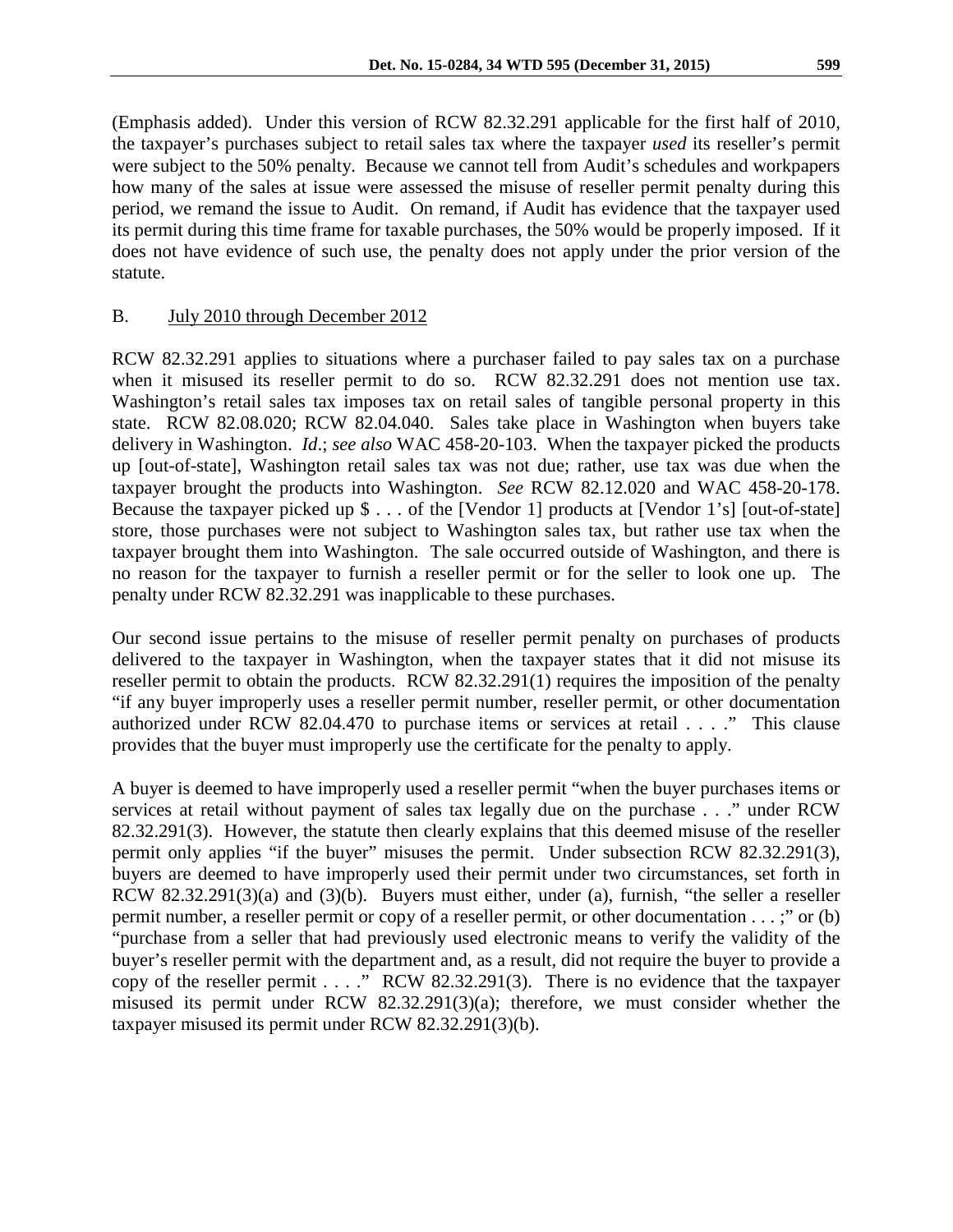(Emphasis added). Under this version of RCW 82.32.291 applicable for the first half of 2010, the taxpayer's purchases subject to retail sales tax where the taxpayer *used* its reseller's permit were subject to the 50% penalty. Because we cannot tell from Audit's schedules and workpapers how many of the sales at issue were assessed the misuse of reseller permit penalty during this period, we remand the issue to Audit. On remand, if Audit has evidence that the taxpayer used its permit during this time frame for taxable purchases, the 50% would be properly imposed. If it does not have evidence of such use, the penalty does not apply under the prior version of the statute.

B. <u>July 2010 through December 2012</u>

RCW 82.32.291 applies to situations where a purchaser failed to pay sales tax on a purchase when it misused its reseller permit to do so. RCW 82.32.291 does not mention use tax. Washington's retail sales tax imposes tax on retail sales of tangible personal property in this state. RCW 82.08.020; RCW 82.04.040. Sales take place in Washington when buyers take delivery in Washington. *Id*.; *see also* WAC 458-20-103. When the taxpayer picked the products up [out-of-state], Washington retail sales tax was not due; rather, use tax was due when the taxpayer brought the products into Washington. *See* RCW 82.12.020 and WAC 458-20-178. Because the taxpayer picked up $ . . . of the [Vendor 1] products at [Vendor 1's] [out-of-state] store, those purchases were not subject to Washington sales tax, but rather use tax when the taxpayer brought them into Washington. The sale occurred outside of Washington, and there is no reason for the taxpayer to furnish a reseller permit or for the seller to look one up. The penalty under RCW 82.32.291 was inapplicable to these purchases.

Our second issue pertains to the misuse of reseller permit penalty on purchases of products delivered to the taxpayer in Washington, when the taxpayer states that it did not misuse its reseller permit to obtain the products. RCW 82.32.291(1) requires the imposition of the penalty "if any buyer improperly uses a reseller permit number, reseller permit, or other documentation authorized under RCW 82.04.470 to purchase items or services at retail . . . ." This clause provides that the buyer must improperly use the certificate for the penalty to apply.

A buyer is deemed to have improperly used a reseller permit "when the buyer purchases items or services at retail without payment of sales tax legally due on the purchase . . ." under RCW 82.32.291(3). However, the statute then clearly explains that this deemed misuse of the reseller permit only applies "if the buyer" misuses the permit. Under subsection RCW 82.32.291(3), buyers are deemed to have improperly used their permit under two circumstances, set forth in RCW 82.32.291(3)(a) and (3)(b). Buyers must either, under (a), furnish, "the seller a reseller permit number, a reseller permit or copy of a reseller permit, or other documentation . . . ;" or (b) "purchase from a seller that had previously used electronic means to verify the validity of the buyer's reseller permit with the department and, as a result, did not require the buyer to provide a copy of the reseller permit . . . ." RCW 82.32.291(3). There is no evidence that the taxpayer misused its permit under RCW 82.32.291(3)(a); therefore, we must consider whether the taxpayer misused its permit under RCW 82.32.291(3)(b).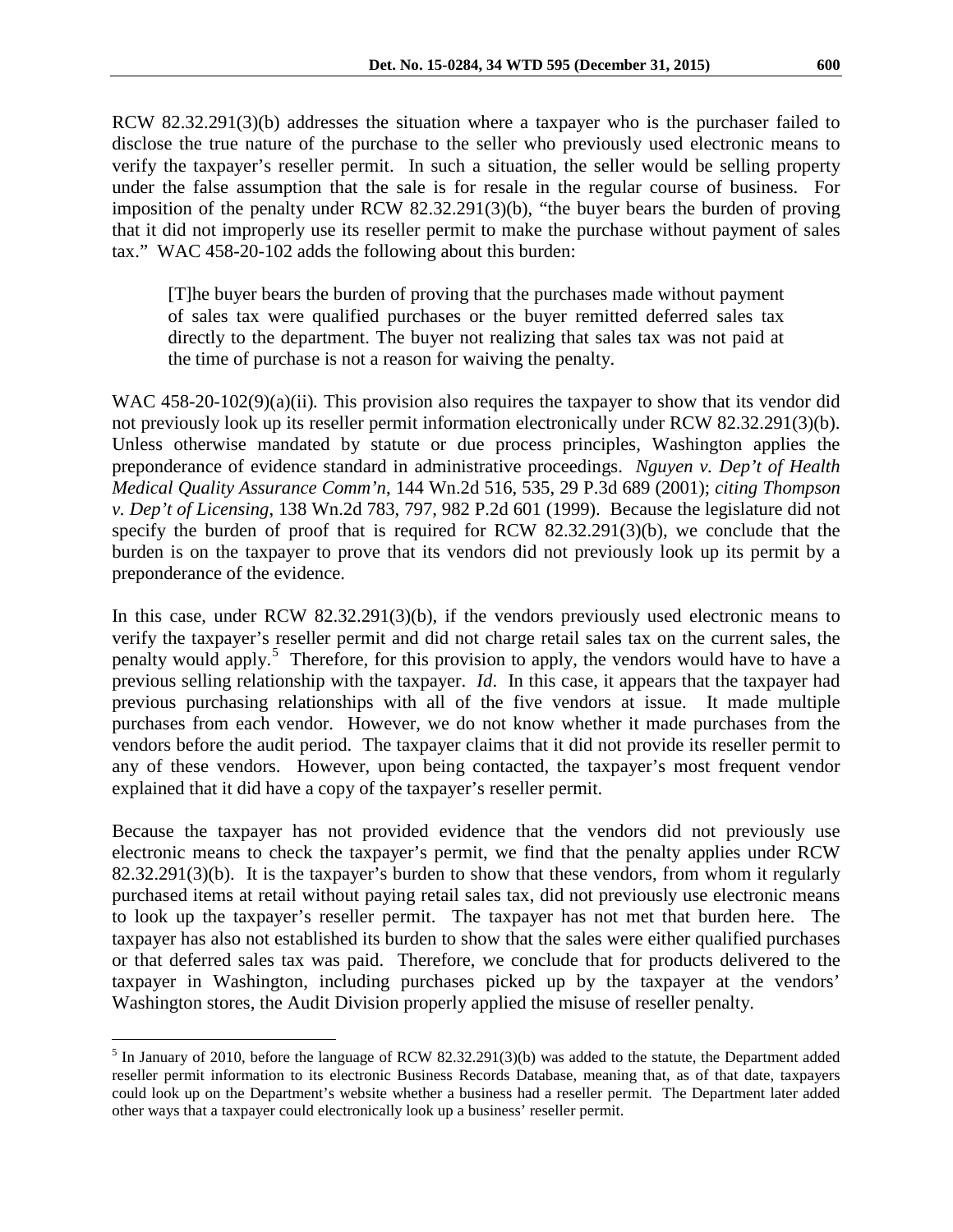RCW 82.32.291(3)(b) addresses the situation where a taxpayer who is the purchaser failed to disclose the true nature of the purchase to the seller who previously used electronic means to verify the taxpayer's reseller permit. In such a situation, the seller would be selling property under the false assumption that the sale is for resale in the regular course of business. For imposition of the penalty under RCW 82.32.291(3)(b), "the buyer bears the burden of proving that it did not improperly use its reseller permit to make the purchase without payment of sales tax." WAC 458-20-102 adds the following about this burden:

> [T]he buyer bears the burden of proving that the purchases made without payment of sales tax were qualified purchases or the buyer remitted deferred sales tax directly to the department. The buyer not realizing that sales tax was not paid at the time of purchase is not a reason for waiving the penalty.

WAC 458-20-102(9)(a)(ii). This provision also requires the taxpayer to show that its vendor did not previously look up its reseller permit information electronically under RCW 82.32.291(3)(b). Unless otherwise mandated by statute or due process principles, Washington applies the preponderance of evidence standard in administrative proceedings. *Nguyen v. Dep't of Health Medical Quality Assurance Comm'n*, 144 Wn.2d 516, 535, 29 P.3d 689 (2001); *citing Thompson v. Dep't of Licensing*, 138 Wn.2d 783, 797, 982 P.2d 601 (1999). Because the legislature did not specify the burden of proof that is required for RCW 82.32.291(3)(b), we conclude that the burden is on the taxpayer to prove that its vendors did not previously look up its permit by a preponderance of the evidence.

In this case, under RCW 82.32.291(3)(b), if the vendors previously used electronic means to verify the taxpayer's reseller permit and did not charge retail sales tax on the current sales, the penalty would apply.[5] Therefore, for this provision to apply, the vendors would have to have a previous selling relationship with the taxpayer. *Id*. In this case, it appears that the taxpayer had previous purchasing relationships with all of the five vendors at issue. It made multiple purchases from each vendor. However, we do not know whether it made purchases from the vendors before the audit period. The taxpayer claims that it did not provide its reseller permit to any of these vendors. However, upon being contacted, the taxpayer's most frequent vendor explained that it did have a copy of the taxpayer's reseller permit.

Because the taxpayer has not provided evidence that the vendors did not previously use electronic means to check the taxpayer's permit, we find that the penalty applies under RCW 82.32.291(3)(b). It is the taxpayer's burden to show that these vendors, from whom it regularly purchased items at retail without paying retail sales tax, did not previously use electronic means to look up the taxpayer's reseller permit. The taxpayer has not met that burden here. The taxpayer has also not established its burden to show that the sales were either qualified purchases or that deferred sales tax was paid. Therefore, we conclude that for products delivered to the taxpayer in Washington, including purchases picked up by the taxpayer at the vendors' Washington stores, the Audit Division properly applied the misuse of reseller penalty.

---

[5] In January of 2010, before the language of RCW 82.32.291(3)(b) was added to the statute, the Department added reseller permit information to its electronic Business Records Database, meaning that, as of that date, taxpayers could look up on the Department's website whether a business had a reseller permit. The Department later added other ways that a taxpayer could electronically look up a business' reseller permit.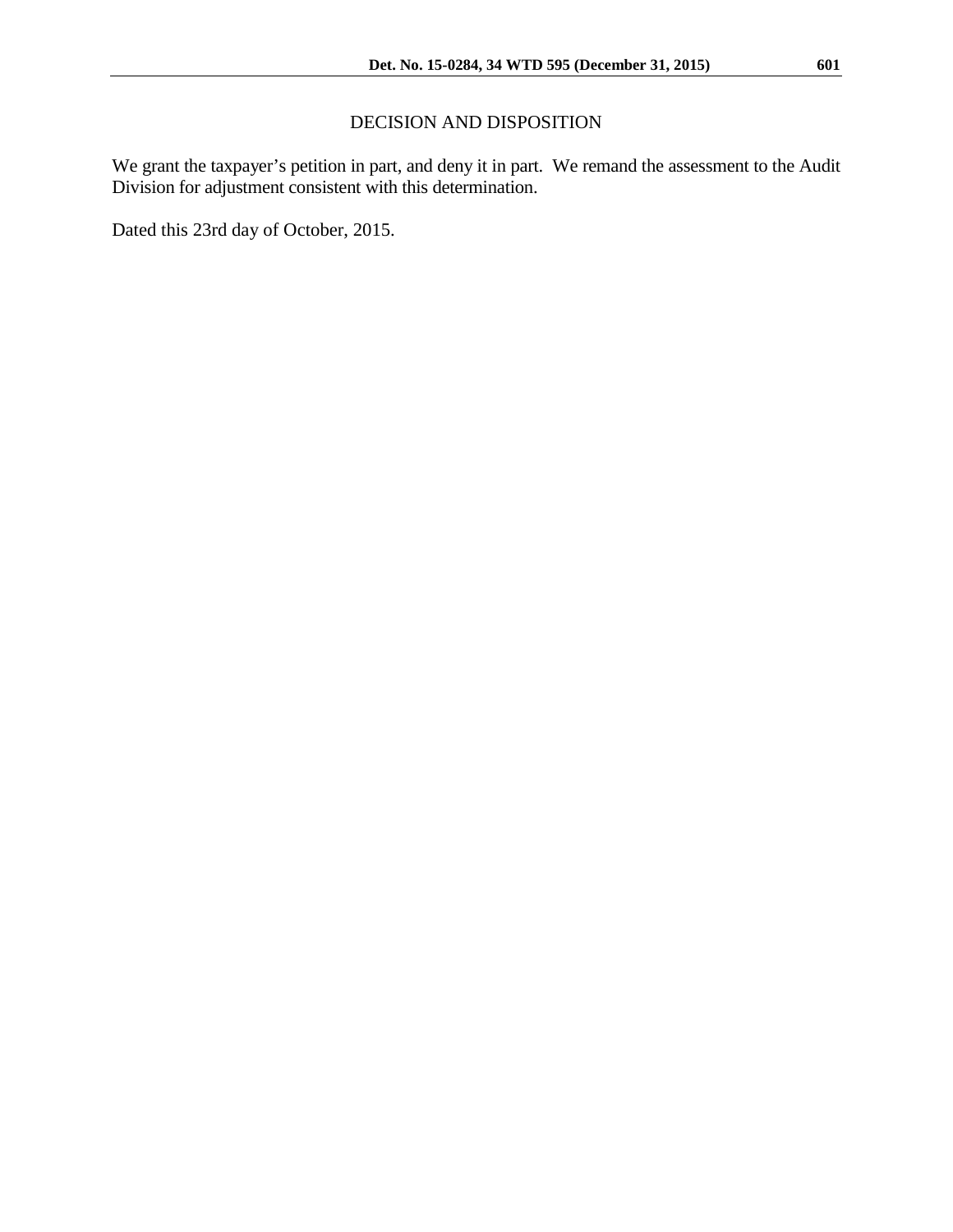## DECISION AND DISPOSITION

We grant the taxpayer's petition in part, and deny it in part. We remand the assessment to the Audit Division for adjustment consistent with this determination.

Dated this 23rd day of October, 2015.